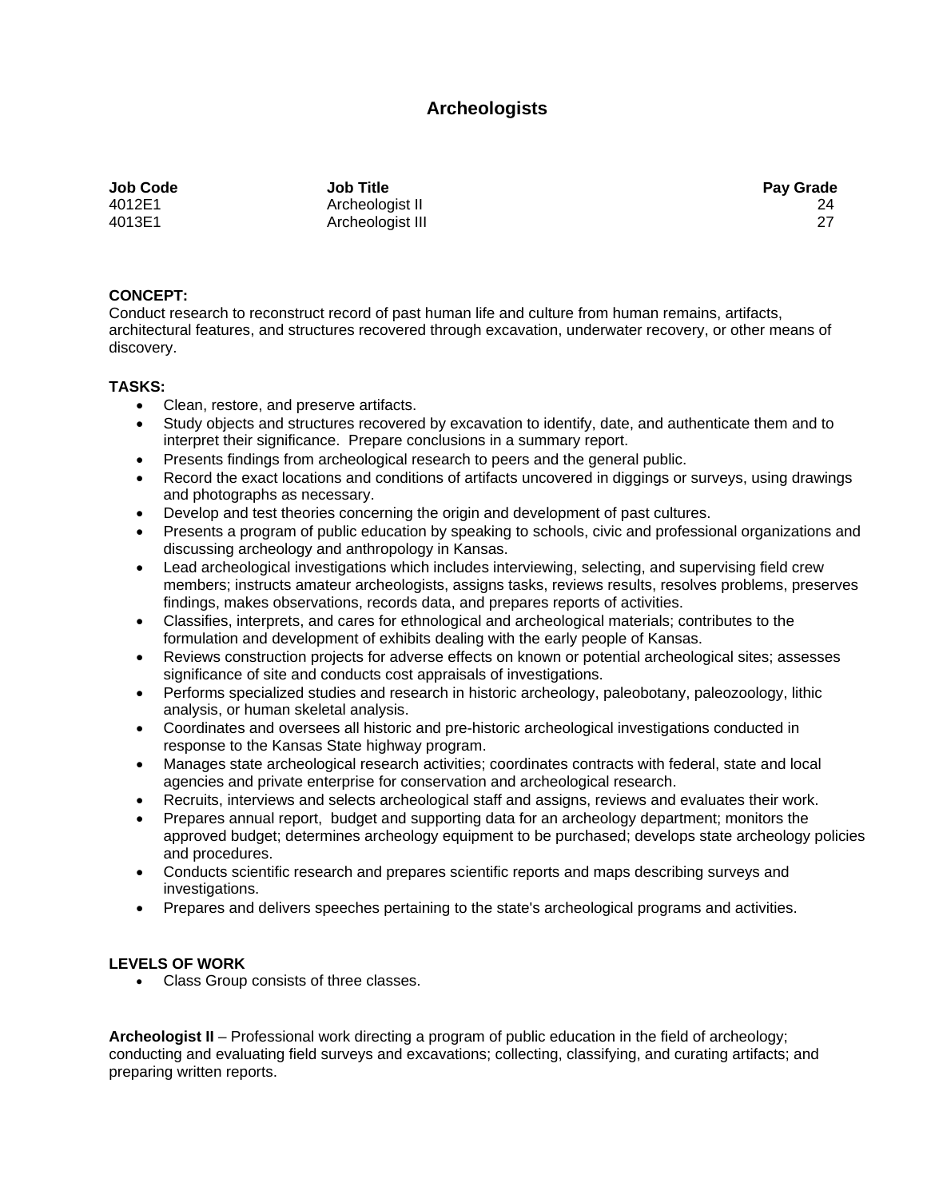# Archeologists

| Job Code | Job Title | Pay Grade |
|---|---|---|
| 4012E1 | Archeologist II | 24 |
| 4013E1 | Archeologist III | 27 |

**CONCEPT:**
Conduct research to reconstruct record of past human life and culture from human remains, artifacts, architectural features, and structures recovered through excavation, underwater recovery, or other means of discovery.

**TASKS:**

- Clean, restore, and preserve artifacts.
- Study objects and structures recovered by excavation to identify, date, and authenticate them and to interpret their significance. Prepare conclusions in a summary report.
- Presents findings from archeological research to peers and the general public.
- Record the exact locations and conditions of artifacts uncovered in diggings or surveys, using drawings and photographs as necessary.
- Develop and test theories concerning the origin and development of past cultures.
- Presents a program of public education by speaking to schools, civic and professional organizations and discussing archeology and anthropology in Kansas.
- Lead archeological investigations which includes interviewing, selecting, and supervising field crew members; instructs amateur archeologists, assigns tasks, reviews results, resolves problems, preserves findings, makes observations, records data, and prepares reports of activities.
- Classifies, interprets, and cares for ethnological and archeological materials; contributes to the formulation and development of exhibits dealing with the early people of Kansas.
- Reviews construction projects for adverse effects on known or potential archeological sites; assesses significance of site and conducts cost appraisals of investigations.
- Performs specialized studies and research in historic archeology, paleobotany, paleozoology, lithic analysis, or human skeletal analysis.
- Coordinates and oversees all historic and pre-historic archeological investigations conducted in response to the Kansas State highway program.
- Manages state archeological research activities; coordinates contracts with federal, state and local agencies and private enterprise for conservation and archeological research.
- Recruits, interviews and selects archeological staff and assigns, reviews and evaluates their work.
- Prepares annual report, budget and supporting data for an archeology department; monitors the approved budget; determines archeology equipment to be purchased; develops state archeology policies and procedures.
- Conducts scientific research and prepares scientific reports and maps describing surveys and investigations.
- Prepares and delivers speeches pertaining to the state's archeological programs and activities.

**LEVELS OF WORK**

- Class Group consists of three classes.

**Archeologist II** – Professional work directing a program of public education in the field of archeology; conducting and evaluating field surveys and excavations; collecting, classifying, and curating artifacts; and preparing written reports.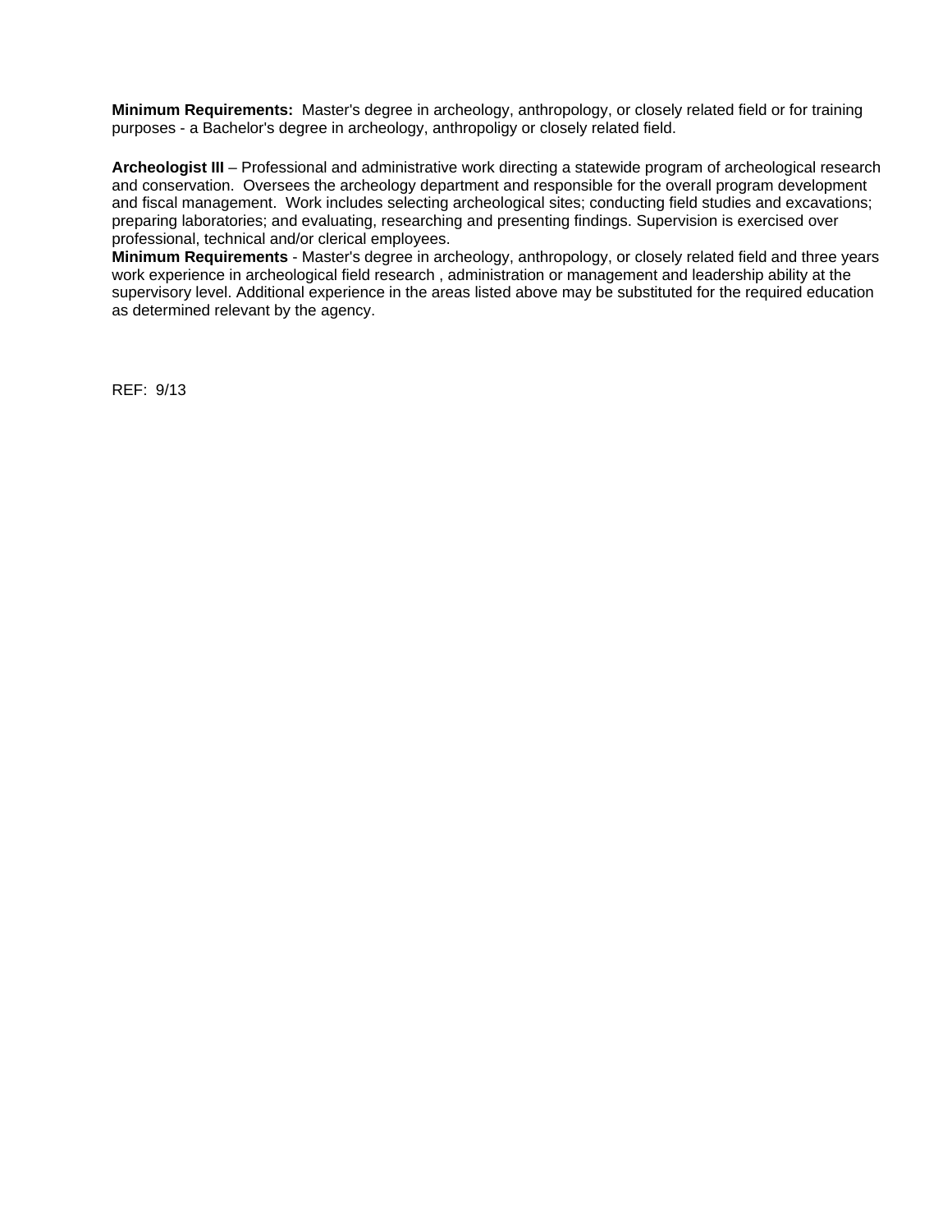**Minimum Requirements:** Master's degree in archeology, anthropology, or closely related field or for training purposes - a Bachelor's degree in archeology, anthropoligy or closely related field.

**Archeologist III** – Professional and administrative work directing a statewide program of archeological research and conservation. Oversees the archeology department and responsible for the overall program development and fiscal management. Work includes selecting archeological sites; conducting field studies and excavations; preparing laboratories; and evaluating, researching and presenting findings. Supervision is exercised over professional, technical and/or clerical employees.
**Minimum Requirements** - Master's degree in archeology, anthropology, or closely related field and three years work experience in archeological field research , administration or management and leadership ability at the supervisory level. Additional experience in the areas listed above may be substituted for the required education as determined relevant by the agency.

REF: 9/13